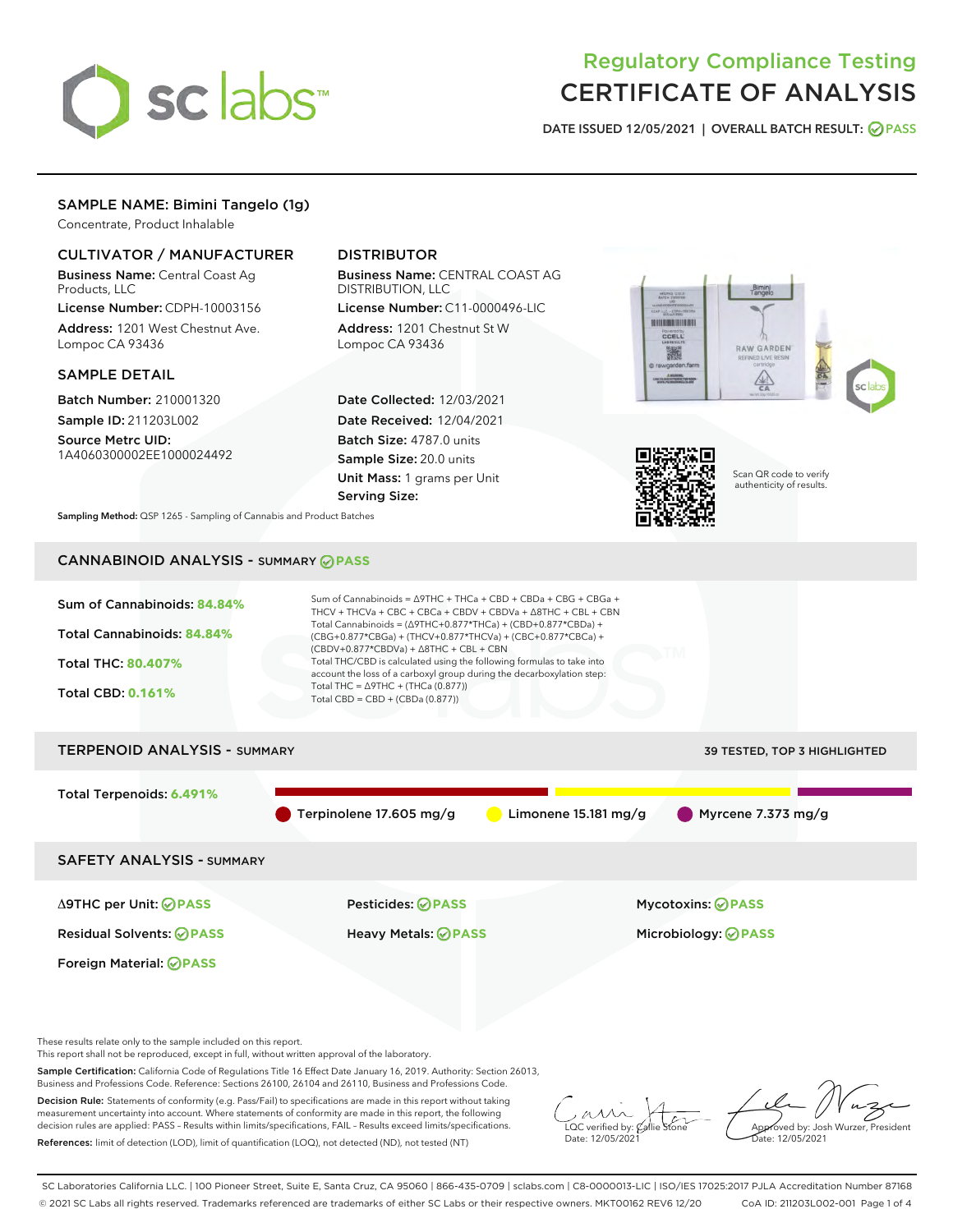# Regulatory Compliance Testing
# CERTIFICATE OF ANALYSIS

DATE ISSUED 12/05/2021 | OVERALL BATCH RESULT: PASS

## SAMPLE NAME: Bimini Tangelo (1g)

Concentrate, Product Inhalable

### CULTIVATOR / MANUFACTURER

**Business Name:** Central Coast Ag Products, LLC
**License Number:** CDPH-10003156
**Address:** 1201 West Chestnut Ave. Lompoc CA 93436

### DISTRIBUTOR

**Business Name:** CENTRAL COAST AG DISTRIBUTION, LLC
**License Number:** C11-0000496-LIC
**Address:** 1201 Chestnut St W Lompoc CA 93436

### SAMPLE DETAIL

**Batch Number:** 210001320
**Sample ID:** 211203L002
**Source Metrc UID:** 1A4060300002EE1000024492

**Date Collected:** 12/03/2021
**Date Received:** 12/04/2021
**Batch Size:** 4787.0 units
**Sample Size:** 20.0 units
**Unit Mass:** 1 grams per Unit
**Serving Size:**

Scan QR code to verify authenticity of results.

**Sampling Method:** QSP 1265 - Sampling of Cannabis and Product Batches

## CANNABINOID ANALYSIS - SUMMARY PASS

**Sum of Cannabinoids:** 84.84%
**Total Cannabinoids:** 84.84%
**Total THC:** 80.407%
**Total CBD:** 0.161%

Sum of Cannabinoids = Δ9THC + THCa + CBD + CBDa + CBG + CBGa + THCV + THCVa + CBC + CBCa + CBDV + CBDVa + Δ8THC + CBL + CBN
Total Cannabinoids = (Δ9THC+0.877*THCa) + (CBD+0.877*CBDa) + (CBG+0.877*CBGa) + (THCV+0.877*THCVa) + (CBC+0.877*CBCa) + (CBDV+0.877*CBDVa) + Δ8THC + CBL + CBN
Total THC/CBD is calculated using the following formulas to take into account the loss of a carboxyl group during the decarboxylation step:
Total THC = Δ9THC + (THCa (0.877))
Total CBD = CBD + (CBDa (0.877))

## TERPENOID ANALYSIS - SUMMARY

39 TESTED, TOP 3 HIGHLIGHTED

**Total Terpenoids:** 6.491%

Terpinolene 17.605 mg/g | Limonene 15.181 mg/g | Myrcene 7.373 mg/g

## SAFETY ANALYSIS - SUMMARY

| | | |
|---|---|---|
| Δ9THC per Unit: PASS | Pesticides: PASS | Mycotoxins: PASS |
| Residual Solvents: PASS | Heavy Metals: PASS | Microbiology: PASS |
| Foreign Material: PASS | | |

These results relate only to the sample included on this report.
This report shall not be reproduced, except in full, without written approval of the laboratory.

**Sample Certification:** California Code of Regulations Title 16 Effect Date January 16, 2019. Authority: Section 26013, Business and Professions Code. Reference: Sections 26100, 26104 and 26110, Business and Professions Code.

**Decision Rule:** Statements of conformity (e.g. Pass/Fail) to specifications are made in this report without taking measurement uncertainty into account. Where statements of conformity are made in this report, the following decision rules are applied: PASS - Results within limits/specifications, FAIL - Results exceed limits/specifications.

**References:** limit of detection (LOD), limit of quantification (LOQ), not detected (ND), not tested (NT)

LQC verified by: Callie Stone
Date: 12/05/2021

Approved by: Josh Wurzer, President
Date: 12/05/2021

SC Laboratories California LLC. | 100 Pioneer Street, Suite E, Santa Cruz, CA 95060 | 866-435-0709 | sclabs.com | C8-0000013-LIC | ISO/IES 17025:2017 PJLA Accreditation Number 87168
© 2021 SC Labs all rights reserved. Trademarks referenced are trademarks of either SC Labs or their respective owners. MKT00162 REV6 12/20 CoA ID: 211203L002-001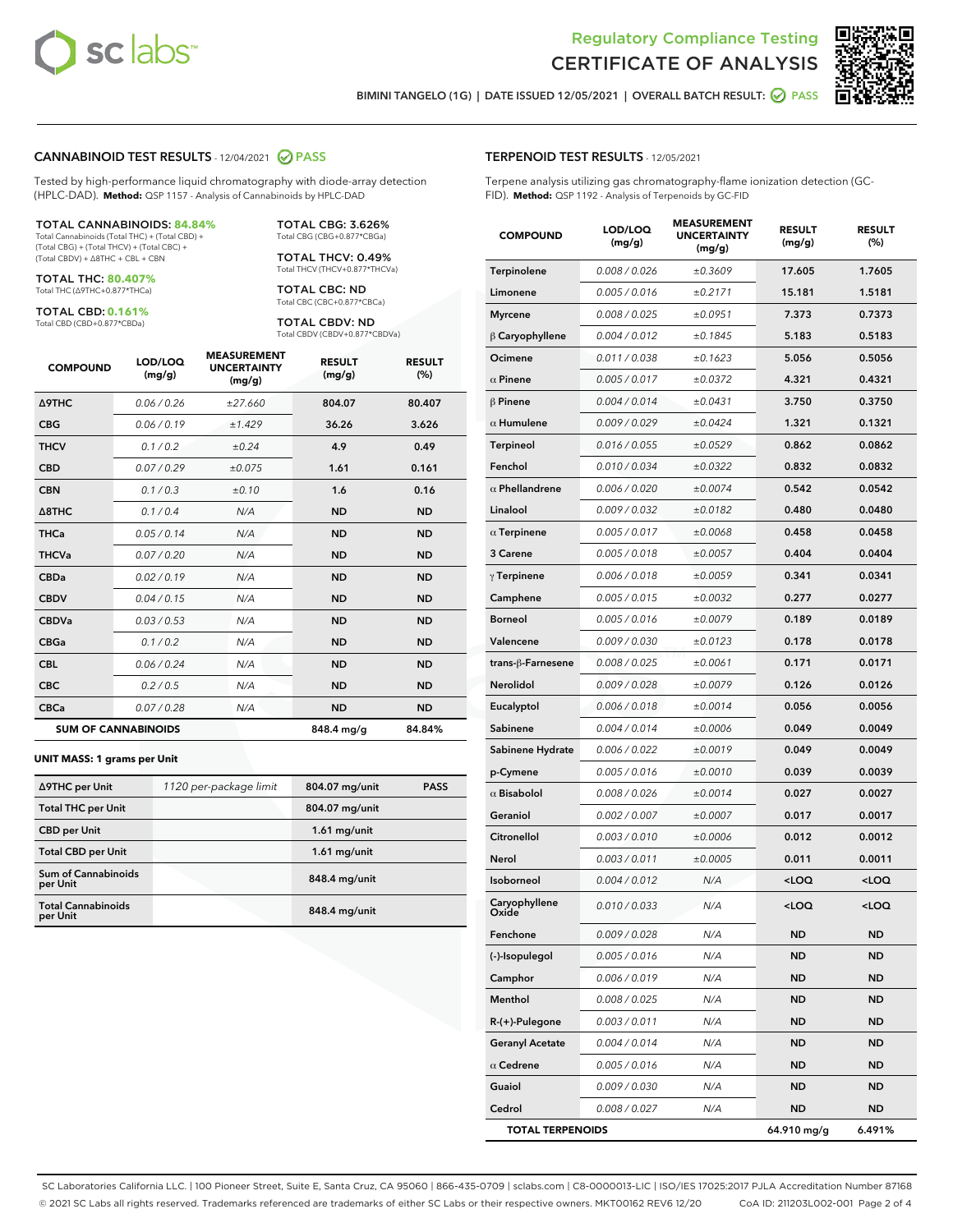# Regulatory Compliance Testing
# CERTIFICATE OF ANALYSIS

BIMINI TANGELO (1G) | DATE ISSUED 12/05/2021 | OVERALL BATCH RESULT: PASS

## CANNABINOID TEST RESULTS - 12/04/2021 PASS

Tested by high-performance liquid chromatography with diode-array detection (HPLC-DAD). **Method:** QSP 1157 - Analysis of Cannabinoids by HPLC-DAD

**TOTAL CANNABINOIDS: 84.84%**
Total Cannabinoids (Total THC) + (Total CBD) + (Total CBG) + (Total THCV) + (Total CBC) + (Total CBDV) + Δ8THC + CBL + CBN

**TOTAL THC: 80.407%**
Total THC (Δ9THC+0.877*THCa)

**TOTAL CBD: 0.161%**
Total CBD (CBD+0.877*CBDa)

**TOTAL CBG: 3.626%**
Total CBG (CBG+0.877*CBGa)

**TOTAL THCV: 0.49%**
Total THCV (THCV+0.877*THCVa)

**TOTAL CBC: ND**
Total CBC (CBC+0.877*CBCa)

**TOTAL CBDV: ND**
Total CBDV (CBDV+0.877*CBDVa)

| COMPOUND | LOD/LOQ (mg/g) | MEASUREMENT UNCERTAINTY (mg/g) | RESULT (mg/g) | RESULT (%) |
|---|---|---|---|---|
| Δ9THC | 0.06 / 0.26 | ±27.660 | 804.07 | 80.407 |
| CBG | 0.06 / 0.19 | ±1.429 | 36.26 | 3.626 |
| THCV | 0.1 / 0.2 | ±0.24 | 4.9 | 0.49 |
| CBD | 0.07 / 0.29 | ±0.075 | 1.61 | 0.161 |
| CBN | 0.1 / 0.3 | ±0.10 | 1.6 | 0.16 |
| Δ8THC | 0.1 / 0.4 | N/A | ND | ND |
| THCa | 0.05 / 0.14 | N/A | ND | ND |
| THCVa | 0.07 / 0.20 | N/A | ND | ND |
| CBDa | 0.02 / 0.19 | N/A | ND | ND |
| CBDV | 0.04 / 0.15 | N/A | ND | ND |
| CBDVa | 0.03 / 0.53 | N/A | ND | ND |
| CBGa | 0.1 / 0.2 | N/A | ND | ND |
| CBL | 0.06 / 0.24 | N/A | ND | ND |
| CBC | 0.2 / 0.5 | N/A | ND | ND |
| CBCa | 0.07 / 0.28 | N/A | ND | ND |
| **SUM OF CANNABINOIDS** | | | 848.4 mg/g | 84.84% |

**UNIT MASS: 1 grams per Unit**

| | | | |
|---|---|---|---|
| Δ9THC per Unit | 1120 per-package limit | 804.07 mg/unit | PASS |
| Total THC per Unit | | 804.07 mg/unit | |
| CBD per Unit | | 1.61 mg/unit | |
| Total CBD per Unit | | 1.61 mg/unit | |
| Sum of Cannabinoids per Unit | | 848.4 mg/unit | |
| Total Cannabinoids per Unit | | 848.4 mg/unit | |

## TERPENOID TEST RESULTS - 12/05/2021

Terpene analysis utilizing gas chromatography-flame ionization detection (GC-FID). **Method:** QSP 1192 - Analysis of Terpenoids by GC-FID

| COMPOUND | LOD/LOQ (mg/g) | MEASUREMENT UNCERTAINTY (mg/g) | RESULT (mg/g) | RESULT (%) |
|---|---|---|---|---|
| Terpinolene | 0.008 / 0.026 | ±0.3609 | 17.605 | 1.7605 |
| Limonene | 0.005 / 0.016 | ±0.2171 | 15.181 | 1.5181 |
| Myrcene | 0.008 / 0.025 | ±0.0951 | 7.373 | 0.7373 |
| β Caryophyllene | 0.004 / 0.012 | ±0.1845 | 5.183 | 0.5183 |
| Ocimene | 0.011 / 0.038 | ±0.1623 | 5.056 | 0.5056 |
| α Pinene | 0.005 / 0.017 | ±0.0372 | 4.321 | 0.4321 |
| β Pinene | 0.004 / 0.014 | ±0.0431 | 3.750 | 0.3750 |
| α Humulene | 0.009 / 0.029 | ±0.0424 | 1.321 | 0.1321 |
| Terpineol | 0.016 / 0.055 | ±0.0529 | 0.862 | 0.0862 |
| Fenchol | 0.010 / 0.034 | ±0.0322 | 0.832 | 0.0832 |
| α Phellandrene | 0.006 / 0.020 | ±0.0074 | 0.542 | 0.0542 |
| Linalool | 0.009 / 0.032 | ±0.0182 | 0.480 | 0.0480 |
| α Terpinene | 0.005 / 0.017 | ±0.0068 | 0.458 | 0.0458 |
| 3 Carene | 0.005 / 0.018 | ±0.0057 | 0.404 | 0.0404 |
| γ Terpinene | 0.006 / 0.018 | ±0.0059 | 0.341 | 0.0341 |
| Camphene | 0.005 / 0.015 | ±0.0032 | 0.277 | 0.0277 |
| Borneol | 0.005 / 0.016 | ±0.0079 | 0.189 | 0.0189 |
| Valencene | 0.009 / 0.030 | ±0.0123 | 0.178 | 0.0178 |
| trans-β-Farnesene | 0.008 / 0.025 | ±0.0061 | 0.171 | 0.0171 |
| Nerolidol | 0.009 / 0.028 | ±0.0079 | 0.126 | 0.0126 |
| Eucalyptol | 0.006 / 0.018 | ±0.0014 | 0.056 | 0.0056 |
| Sabinene | 0.004 / 0.014 | ±0.0006 | 0.049 | 0.0049 |
| Sabinene Hydrate | 0.006 / 0.022 | ±0.0019 | 0.049 | 0.0049 |
| p-Cymene | 0.005 / 0.016 | ±0.0010 | 0.039 | 0.0039 |
| α Bisabolol | 0.008 / 0.026 | ±0.0014 | 0.027 | 0.0027 |
| Geraniol | 0.002 / 0.007 | ±0.0007 | 0.017 | 0.0017 |
| Citronellol | 0.003 / 0.010 | ±0.0006 | 0.012 | 0.0012 |
| Nerol | 0.003 / 0.011 | ±0.0005 | 0.011 | 0.0011 |
| Isoborneol | 0.004 / 0.012 | N/A | <LOQ | <LOQ |
| Caryophyllene Oxide | 0.010 / 0.033 | N/A | <LOQ | <LOQ |
| Fenchone | 0.009 / 0.028 | N/A | ND | ND |
| (-)-Isopulegol | 0.005 / 0.016 | N/A | ND | ND |
| Camphor | 0.006 / 0.019 | N/A | ND | ND |
| Menthol | 0.008 / 0.025 | N/A | ND | ND |
| R-(+)-Pulegone | 0.003 / 0.011 | N/A | ND | ND |
| Geranyl Acetate | 0.004 / 0.014 | N/A | ND | ND |
| α Cedrene | 0.005 / 0.016 | N/A | ND | ND |
| Guaiol | 0.009 / 0.030 | N/A | ND | ND |
| Cedrol | 0.008 / 0.027 | N/A | ND | ND |
| **TOTAL TERPENOIDS** | | | 64.910 mg/g | 6.491% |

SC Laboratories California LLC. | 100 Pioneer Street, Suite E, Santa Cruz, CA 95060 | 866-435-0709 | sclabs.com | C8-0000013-LIC | ISO/IES 17025:2017 PJLA Accreditation Number 87168
© 2021 SC Labs all rights reserved. Trademarks referenced are trademarks of either SC Labs or their respective owners. MKT00162 REV6 12/20 CoA ID: 211203L002-001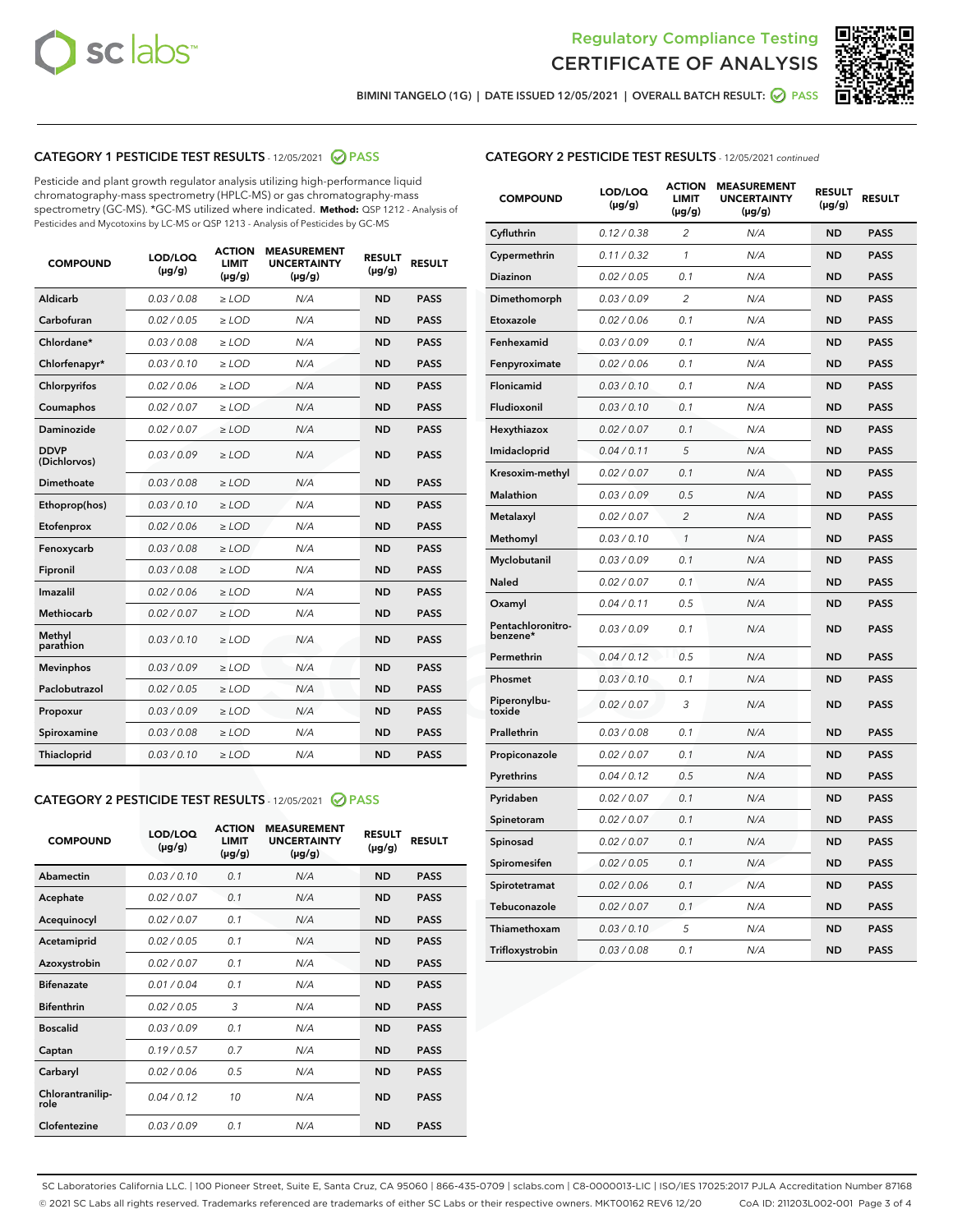Regulatory Compliance Testing
# CERTIFICATE OF ANALYSIS

BIMINI TANGELO (1G) | DATE ISSUED 12/05/2021 | OVERALL BATCH RESULT: PASS

## CATEGORY 1 PESTICIDE TEST RESULTS - 12/05/2021 PASS

Pesticide and plant growth regulator analysis utilizing high-performance liquid chromatography-mass spectrometry (HPLC-MS) or gas chromatography-mass spectrometry (GC-MS). *GC-MS utilized where indicated. **Method:** QSP 1212 - Analysis of Pesticides and Mycotoxins by LC-MS or QSP 1213 - Analysis of Pesticides by GC-MS

| COMPOUND | LOD/LOQ (µg/g) | ACTION LIMIT (µg/g) | MEASUREMENT UNCERTAINTY (µg/g) | RESULT (µg/g) | RESULT |
|---|---|---|---|---|---|
| Aldicarb | 0.03 / 0.08 | ≥ LOD | N/A | ND | PASS |
| Carbofuran | 0.02 / 0.05 | ≥ LOD | N/A | ND | PASS |
| Chlordane* | 0.03 / 0.08 | ≥ LOD | N/A | ND | PASS |
| Chlorfenapyr* | 0.03 / 0.10 | ≥ LOD | N/A | ND | PASS |
| Chlorpyrifos | 0.02 / 0.06 | ≥ LOD | N/A | ND | PASS |
| Coumaphos | 0.02 / 0.07 | ≥ LOD | N/A | ND | PASS |
| Daminozide | 0.02 / 0.07 | ≥ LOD | N/A | ND | PASS |
| DDVP (Dichlorvos) | 0.03 / 0.09 | ≥ LOD | N/A | ND | PASS |
| Dimethoate | 0.03 / 0.08 | ≥ LOD | N/A | ND | PASS |
| Ethoprop(hos) | 0.03 / 0.10 | ≥ LOD | N/A | ND | PASS |
| Etofenprox | 0.02 / 0.06 | ≥ LOD | N/A | ND | PASS |
| Fenoxycarb | 0.03 / 0.08 | ≥ LOD | N/A | ND | PASS |
| Fipronil | 0.03 / 0.08 | ≥ LOD | N/A | ND | PASS |
| Imazalil | 0.02 / 0.06 | ≥ LOD | N/A | ND | PASS |
| Methiocarb | 0.02 / 0.07 | ≥ LOD | N/A | ND | PASS |
| Methyl parathion | 0.03 / 0.10 | ≥ LOD | N/A | ND | PASS |
| Mevinphos | 0.03 / 0.09 | ≥ LOD | N/A | ND | PASS |
| Paclobutrazol | 0.02 / 0.05 | ≥ LOD | N/A | ND | PASS |
| Propoxur | 0.03 / 0.09 | ≥ LOD | N/A | ND | PASS |
| Spiroxamine | 0.03 / 0.08 | ≥ LOD | N/A | ND | PASS |
| Thiacloprid | 0.03 / 0.10 | ≥ LOD | N/A | ND | PASS |

## CATEGORY 2 PESTICIDE TEST RESULTS - 12/05/2021 PASS

| COMPOUND | LOD/LOQ (µg/g) | ACTION LIMIT (µg/g) | MEASUREMENT UNCERTAINTY (µg/g) | RESULT (µg/g) | RESULT |
|---|---|---|---|---|---|
| Abamectin | 0.03 / 0.10 | 0.1 | N/A | ND | PASS |
| Acephate | 0.02 / 0.07 | 0.1 | N/A | ND | PASS |
| Acequinocyl | 0.02 / 0.07 | 0.1 | N/A | ND | PASS |
| Acetamiprid | 0.02 / 0.05 | 0.1 | N/A | ND | PASS |
| Azoxystrobin | 0.02 / 0.07 | 0.1 | N/A | ND | PASS |
| Bifenazate | 0.01 / 0.04 | 0.1 | N/A | ND | PASS |
| Bifenthrin | 0.02 / 0.05 | 3 | N/A | ND | PASS |
| Boscalid | 0.03 / 0.09 | 0.1 | N/A | ND | PASS |
| Captan | 0.19 / 0.57 | 0.7 | N/A | ND | PASS |
| Carbaryl | 0.02 / 0.06 | 0.5 | N/A | ND | PASS |
| Chlorantraniliprole | 0.04 / 0.12 | 10 | N/A | ND | PASS |
| Clofentezine | 0.03 / 0.09 | 0.1 | N/A | ND | PASS |
| Cyfluthrin | 0.12 / 0.38 | 2 | N/A | ND | PASS |
| Cypermethrin | 0.11 / 0.32 | 1 | N/A | ND | PASS |
| Diazinon | 0.02 / 0.05 | 0.1 | N/A | ND | PASS |
| Dimethomorph | 0.03 / 0.09 | 2 | N/A | ND | PASS |
| Etoxazole | 0.02 / 0.06 | 0.1 | N/A | ND | PASS |
| Fenhexamid | 0.03 / 0.09 | 0.1 | N/A | ND | PASS |
| Fenpyroximate | 0.02 / 0.06 | 0.1 | N/A | ND | PASS |
| Flonicamid | 0.03 / 0.10 | 0.1 | N/A | ND | PASS |
| Fludioxonil | 0.03 / 0.10 | 0.1 | N/A | ND | PASS |
| Hexythiazox | 0.02 / 0.07 | 0.1 | N/A | ND | PASS |
| Imidacloprid | 0.04 / 0.11 | 5 | N/A | ND | PASS |
| Kresoxim-methyl | 0.02 / 0.07 | 0.1 | N/A | ND | PASS |
| Malathion | 0.03 / 0.09 | 0.5 | N/A | ND | PASS |
| Metalaxyl | 0.02 / 0.07 | 2 | N/A | ND | PASS |
| Methomyl | 0.03 / 0.10 | 1 | N/A | ND | PASS |
| Myclobutanil | 0.03 / 0.09 | 0.1 | N/A | ND | PASS |
| Naled | 0.02 / 0.07 | 0.1 | N/A | ND | PASS |
| Oxamyl | 0.04 / 0.11 | 0.5 | N/A | ND | PASS |
| Pentachloronitrobenzene* | 0.03 / 0.09 | 0.1 | N/A | ND | PASS |
| Permethrin | 0.04 / 0.12 | 0.5 | N/A | ND | PASS |
| Phosmet | 0.03 / 0.10 | 0.1 | N/A | ND | PASS |
| Piperonylbutoxide | 0.02 / 0.07 | 3 | N/A | ND | PASS |
| Prallethrin | 0.03 / 0.08 | 0.1 | N/A | ND | PASS |
| Propiconazole | 0.02 / 0.07 | 0.1 | N/A | ND | PASS |
| Pyrethrins | 0.04 / 0.12 | 0.5 | N/A | ND | PASS |
| Pyridaben | 0.02 / 0.07 | 0.1 | N/A | ND | PASS |
| Spinetoram | 0.02 / 0.07 | 0.1 | N/A | ND | PASS |
| Spinosad | 0.02 / 0.07 | 0.1 | N/A | ND | PASS |
| Spiromesifen | 0.02 / 0.05 | 0.1 | N/A | ND | PASS |
| Spirotetramat | 0.02 / 0.06 | 0.1 | N/A | ND | PASS |
| Tebuconazole | 0.02 / 0.07 | 0.1 | N/A | ND | PASS |
| Thiamethoxam | 0.03 / 0.10 | 5 | N/A | ND | PASS |
| Trifloxystrobin | 0.03 / 0.08 | 0.1 | N/A | ND | PASS |

SC Laboratories California LLC. | 100 Pioneer Street, Suite E, Santa Cruz, CA 95060 | 866-435-0709 | sclabs.com | C8-0000013-LIC | ISO/IES 17025:2017 PJLA Accreditation Number 87168
© 2021 SC Labs all rights reserved. Trademarks referenced are trademarks of either SC Labs or their respective owners. MKT00162 REV6 12/20 CoA ID: 211203L002-001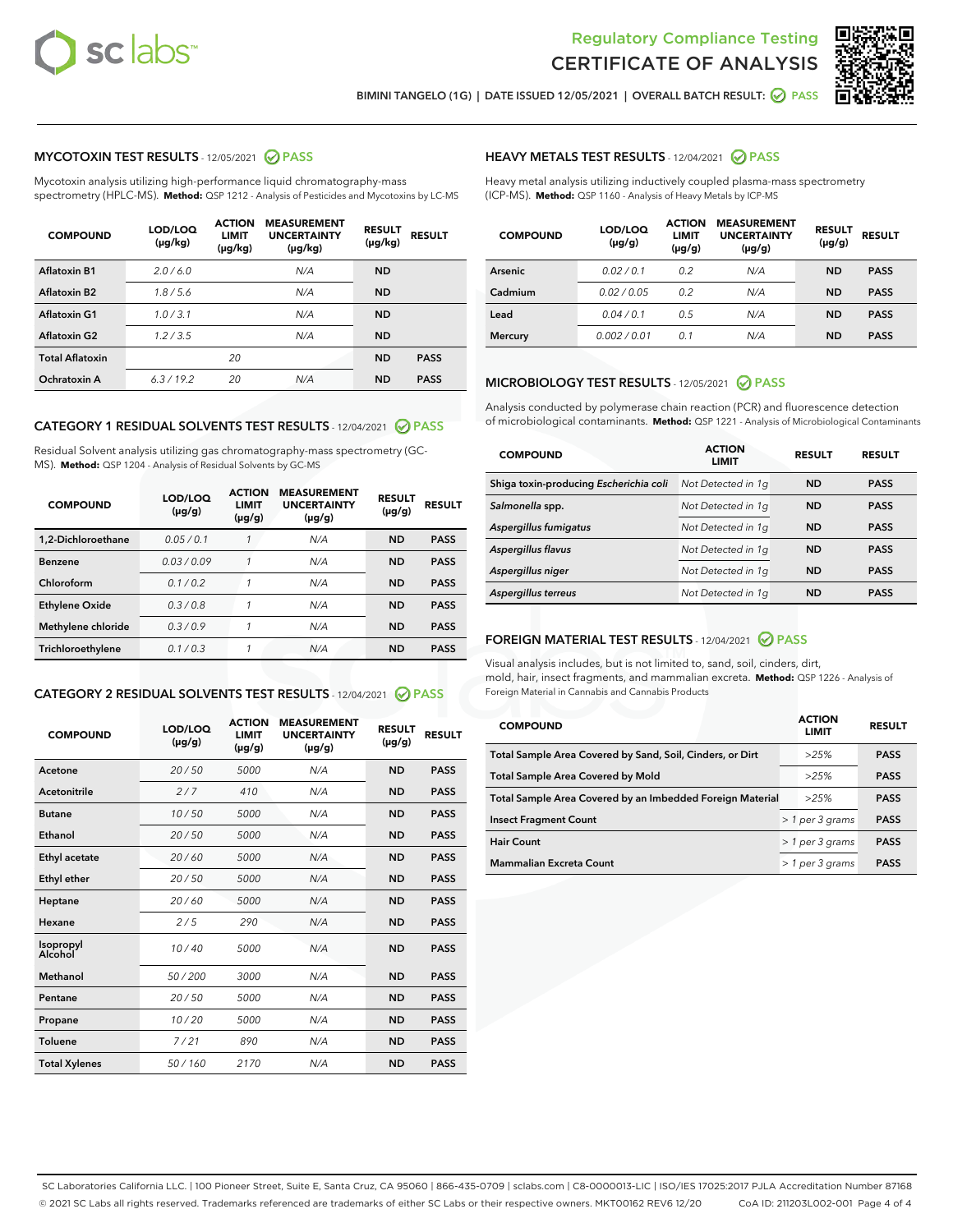Regulatory Compliance Testing
# CERTIFICATE OF ANALYSIS

BIMINI TANGELO (1G) | DATE ISSUED 12/05/2021 | OVERALL BATCH RESULT: PASS

## MYCOTOXIN TEST RESULTS - 12/05/2021 PASS

Mycotoxin analysis utilizing high-performance liquid chromatography-mass spectrometry (HPLC-MS). **Method:** QSP 1212 - Analysis of Pesticides and Mycotoxins by LC-MS

| COMPOUND | LOD/LOQ (µg/kg) | ACTION LIMIT (µg/kg) | MEASUREMENT UNCERTAINTY (µg/kg) | RESULT (µg/kg) | RESULT |
|---|---|---|---|---|---|
| Aflatoxin B1 | 2.0 / 6.0 | | N/A | ND | |
| Aflatoxin B2 | 1.8 / 5.6 | | N/A | ND | |
| Aflatoxin G1 | 1.0 / 3.1 | | N/A | ND | |
| Aflatoxin G2 | 1.2 / 3.5 | | N/A | ND | |
| Total Aflatoxin | | 20 | | ND | PASS |
| Ochratoxin A | 6.3 / 19.2 | 20 | N/A | ND | PASS |

## CATEGORY 1 RESIDUAL SOLVENTS TEST RESULTS - 12/04/2021 PASS

Residual Solvent analysis utilizing gas chromatography-mass spectrometry (GC-MS). **Method:** QSP 1204 - Analysis of Residual Solvents by GC-MS

| COMPOUND | LOD/LOQ (µg/g) | ACTION LIMIT (µg/g) | MEASUREMENT UNCERTAINTY (µg/g) | RESULT (µg/g) | RESULT |
|---|---|---|---|---|---|
| 1,2-Dichloroethane | 0.05 / 0.1 | 1 | N/A | ND | PASS |
| Benzene | 0.03 / 0.09 | 1 | N/A | ND | PASS |
| Chloroform | 0.1 / 0.2 | 1 | N/A | ND | PASS |
| Ethylene Oxide | 0.3 / 0.8 | 1 | N/A | ND | PASS |
| Methylene chloride | 0.3 / 0.9 | 1 | N/A | ND | PASS |
| Trichloroethylene | 0.1 / 0.3 | 1 | N/A | ND | PASS |

## CATEGORY 2 RESIDUAL SOLVENTS TEST RESULTS - 12/04/2021 PASS

| COMPOUND | LOD/LOQ (µg/g) | ACTION LIMIT (µg/g) | MEASUREMENT UNCERTAINTY (µg/g) | RESULT (µg/g) | RESULT |
|---|---|---|---|---|---|
| Acetone | 20 / 50 | 5000 | N/A | ND | PASS |
| Acetonitrile | 2 / 7 | 410 | N/A | ND | PASS |
| Butane | 10 / 50 | 5000 | N/A | ND | PASS |
| Ethanol | 20 / 50 | 5000 | N/A | ND | PASS |
| Ethyl acetate | 20 / 60 | 5000 | N/A | ND | PASS |
| Ethyl ether | 20 / 50 | 5000 | N/A | ND | PASS |
| Heptane | 20 / 60 | 5000 | N/A | ND | PASS |
| Hexane | 2 / 5 | 290 | N/A | ND | PASS |
| Isopropyl Alcohol | 10 / 40 | 5000 | N/A | ND | PASS |
| Methanol | 50 / 200 | 3000 | N/A | ND | PASS |
| Pentane | 20 / 50 | 5000 | N/A | ND | PASS |
| Propane | 10 / 20 | 5000 | N/A | ND | PASS |
| Toluene | 7 / 21 | 890 | N/A | ND | PASS |
| Total Xylenes | 50 / 160 | 2170 | N/A | ND | PASS |

## HEAVY METALS TEST RESULTS - 12/04/2021 PASS

Heavy metal analysis utilizing inductively coupled plasma-mass spectrometry (ICP-MS). **Method:** QSP 1160 - Analysis of Heavy Metals by ICP-MS

| COMPOUND | LOD/LOQ (µg/g) | ACTION LIMIT (µg/g) | MEASUREMENT UNCERTAINTY (µg/g) | RESULT (µg/g) | RESULT |
|---|---|---|---|---|---|
| Arsenic | 0.02 / 0.1 | 0.2 | N/A | ND | PASS |
| Cadmium | 0.02 / 0.05 | 0.2 | N/A | ND | PASS |
| Lead | 0.04 / 0.1 | 0.5 | N/A | ND | PASS |
| Mercury | 0.002 / 0.01 | 0.1 | N/A | ND | PASS |

## MICROBIOLOGY TEST RESULTS - 12/05/2021 PASS

Analysis conducted by polymerase chain reaction (PCR) and fluorescence detection of microbiological contaminants. **Method:** QSP 1221 - Analysis of Microbiological Contaminants

| COMPOUND | ACTION LIMIT | RESULT | RESULT |
|---|---|---|---|
| Shiga toxin-producing *Escherichia coli* | Not Detected in 1g | ND | PASS |
| *Salmonella* spp. | Not Detected in 1g | ND | PASS |
| *Aspergillus fumigatus* | Not Detected in 1g | ND | PASS |
| *Aspergillus flavus* | Not Detected in 1g | ND | PASS |
| *Aspergillus niger* | Not Detected in 1g | ND | PASS |
| *Aspergillus terreus* | Not Detected in 1g | ND | PASS |

## FOREIGN MATERIAL TEST RESULTS - 12/04/2021 PASS

Visual analysis includes, but is not limited to, sand, soil, cinders, dirt, mold, hair, insect fragments, and mammalian excreta. **Method:** QSP 1226 - Analysis of Foreign Material in Cannabis and Cannabis Products

| COMPOUND | ACTION LIMIT | RESULT |
|---|---|---|
| Total Sample Area Covered by Sand, Soil, Cinders, or Dirt | >25% | PASS |
| Total Sample Area Covered by Mold | >25% | PASS |
| Total Sample Area Covered by an Imbedded Foreign Material | >25% | PASS |
| Insect Fragment Count | > 1 per 3 grams | PASS |
| Hair Count | > 1 per 3 grams | PASS |
| Mammalian Excreta Count | > 1 per 3 grams | PASS |

SC Laboratories California LLC. | 100 Pioneer Street, Suite E, Santa Cruz, CA 95060 | 866-435-0709 | sclabs.com | C8-0000013-LIC | ISO/IES 17025:2017 PJLA Accreditation Number 87168
© 2021 SC Labs all rights reserved. Trademarks referenced are trademarks of either SC Labs or their respective owners. MKT00162 REV6 12/20 CoA ID: 211203L002-001